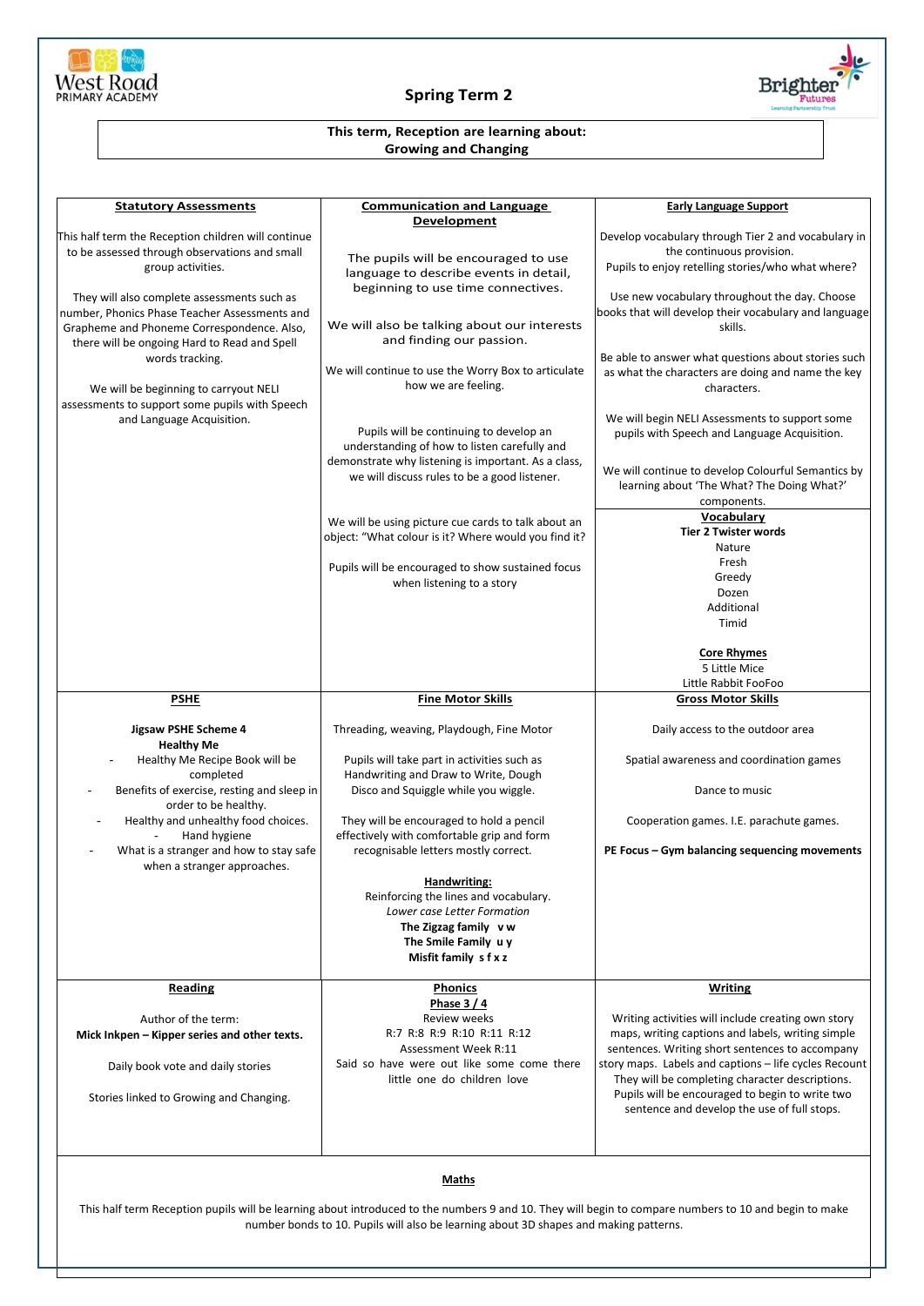# Spring Term 2

**This term, Reception are learning about:**
**Growing and Changing**

## Statutory Assessments

This half term the Reception children will continue to be assessed through observations and small group activities.

They will also complete assessments such as number, Phonics Phase Teacher Assessments and Grapheme and Phoneme Correspondence. Also, there will be ongoing Hard to Read and Spell words tracking.

We will be beginning to carryout NELI assessments to support some pupils with Speech and Language Acquisition.

## Communication and Language Development

The pupils will be encouraged to use language to describe events in detail, beginning to use time connectives.

We will also be talking about our interests and finding our passion.

We will continue to use the Worry Box to articulate how we are feeling.

Pupils will be continuing to develop an understanding of how to listen carefully and demonstrate why listening is important. As a class, we will discuss rules to be a good listener.

We will be using picture cue cards to talk about an object: "What colour is it? Where would you find it?

Pupils will be encouraged to show sustained focus when listening to a story

## Early Language Support

Develop vocabulary through Tier 2 and vocabulary in the continuous provision.
Pupils to enjoy retelling stories/who what where?

Use new vocabulary throughout the day. Choose books that will develop their vocabulary and language skills.

Be able to answer what questions about stories such as what the characters are doing and name the key characters.

We will begin NELI Assessments to support some pupils with Speech and Language Acquisition.

We will continue to develop Colourful Semantics by learning about 'The What? The Doing What?' components.

### Vocabulary

**Tier 2 Twister words**

Nature
Fresh
Greedy
Dozen
Additional
Timid

**Core Rhymes**

5 Little Mice
Little Rabbit FooFoo

## PSHE

**Jigsaw PSHE Scheme 4**
**Healthy Me**

- Healthy Me Recipe Book will be completed
- Benefits of exercise, resting and sleep in order to be healthy.
- Healthy and unhealthy food choices.
- Hand hygiene
- What is a stranger and how to stay safe when a stranger approaches.

## Fine Motor Skills

Threading, weaving, Playdough, Fine Motor

Pupils will take part in activities such as Handwriting and Draw to Write, Dough Disco and Squiggle while you wiggle.

They will be encouraged to hold a pencil effectively with comfortable grip and form recognisable letters mostly correct.

**Handwriting:**
Reinforcing the lines and vocabulary.
*Lower case Letter Formation*
**The Zigzag family v w**
**The Smile Family u y**
**Misfit family s f x z**

## Gross Motor Skills

Daily access to the outdoor area

Spatial awareness and coordination games

Dance to music

Cooperation games. I.E. parachute games.

**PE Focus – Gym balancing sequencing movements**

## Reading

Author of the term:
**Mick Inkpen – Kipper series and other texts.**

Daily book vote and daily stories

Stories linked to Growing and Changing.

## Phonics

**Phase 3 / 4**
Review weeks
R:7 R:8 R:9 R:10 R:11 R:12
Assessment Week R:11
Said so have were out like some come there little one do children love

## Writing

Writing activities will include creating own story maps, writing captions and labels, writing simple sentences. Writing short sentences to accompany story maps. Labels and captions – life cycles Recount They will be completing character descriptions. Pupils will be encouraged to begin to write two sentence and develop the use of full stops.

## Maths

This half term Reception pupils will be learning about introduced to the numbers 9 and 10. They will begin to compare numbers to 10 and begin to make number bonds to 10. Pupils will also be learning about 3D shapes and making patterns.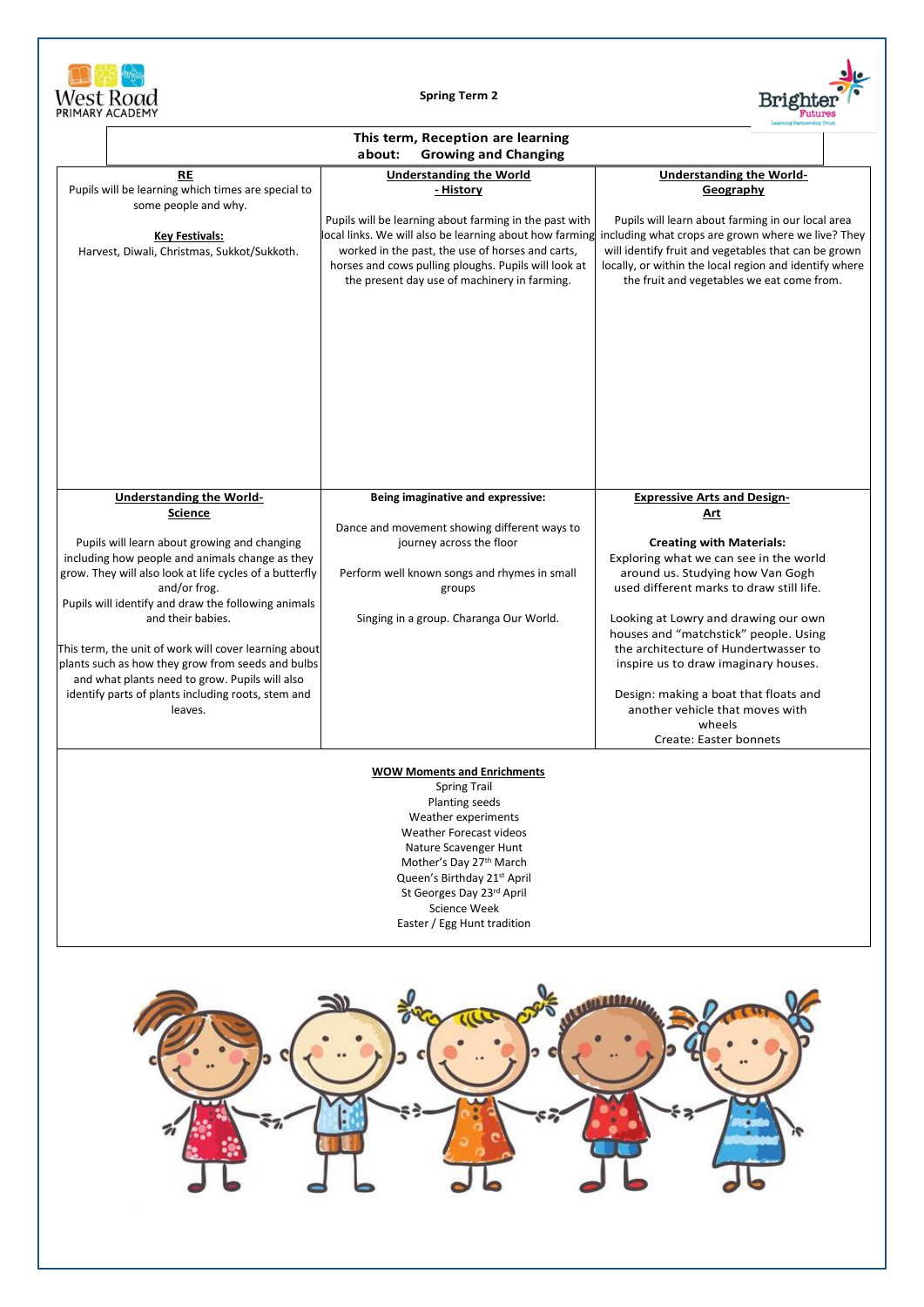**Spring Term 2**

## This term, Reception are learning about: Growing and Changing

| | | |
|---|---|---|
| **RE**<br>Pupils will be learning which times are special to some people and why.<br><br>**Key Festivals:**<br>Harvest, Diwali, Christmas, Sukkot/Sukkoth. | **Understanding the World - History**<br><br>Pupils will be learning about farming in the past with local links. We will also be learning about how farming worked in the past, the use of horses and carts, horses and cows pulling ploughs. Pupils will look at the present day use of machinery in farming. | **Understanding the World- Geography**<br><br>Pupils will learn about farming in our local area including what crops are grown where we live? They will identify fruit and vegetables that can be grown locally, or within the local region and identify where the fruit and vegetables we eat come from. |
| **Understanding the World- Science**<br><br>Pupils will learn about growing and changing including how people and animals change as they grow. They will also look at life cycles of a butterfly and/or frog.<br>Pupils will identify and draw the following animals and their babies.<br><br>This term, the unit of work will cover learning about plants such as how they grow from seeds and bulbs and what plants need to grow. Pupils will also identify parts of plants including roots, stem and leaves. | **Being imaginative and expressive:**<br><br>Dance and movement showing different ways to journey across the floor<br><br>Perform well known songs and rhymes in small groups<br><br>Singing in a group. Charanga Our World. | **Expressive Arts and Design- Art**<br><br>**Creating with Materials:**<br>Exploring what we can see in the world around us. Studying how Van Gogh used different marks to draw still life.<br><br>Looking at Lowry and drawing our own houses and "matchstick" people. Using the architecture of Hundertwasser to inspire us to draw imaginary houses.<br><br>Design: making a boat that floats and another vehicle that moves with wheels<br>Create: Easter bonnets |

**WOW Moments and Enrichments**

Spring Trail
Planting seeds
Weather experiments
Weather Forecast videos
Nature Scavenger Hunt
Mother's Day 27th March
Queen's Birthday 21st April
St Georges Day 23rd April
Science Week
Easter / Egg Hunt tradition